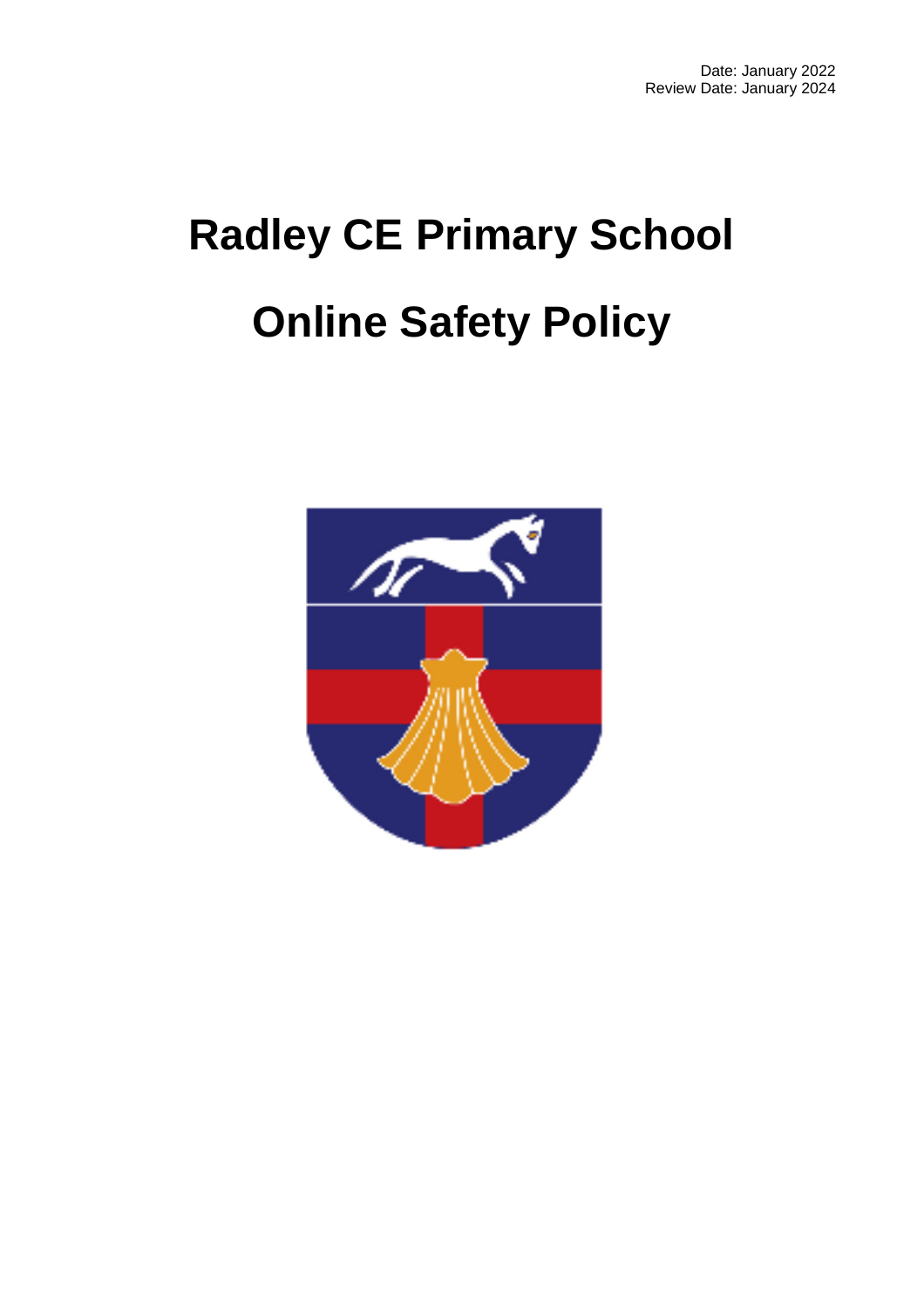Date: January 2022
Review Date: January 2024

# Radley CE Primary School

# Online Safety Policy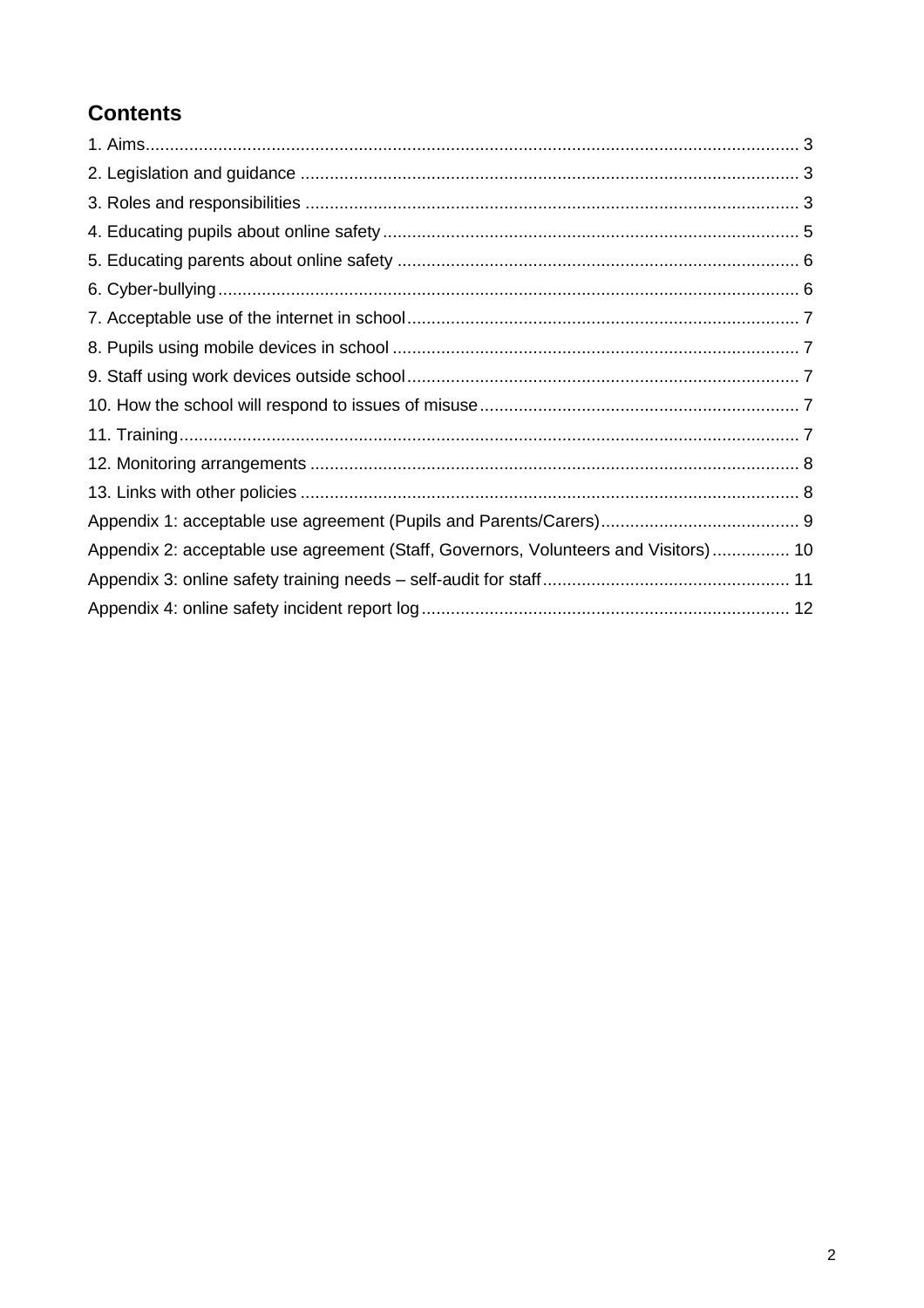## Contents

1. Aims ..... 3
2. Legislation and guidance ..... 3
3. Roles and responsibilities ..... 3
4. Educating pupils about online safety ..... 5
5. Educating parents about online safety ..... 6
6. Cyber-bullying ..... 6
7. Acceptable use of the internet in school ..... 7
8. Pupils using mobile devices in school ..... 7
9. Staff using work devices outside school ..... 7
10. How the school will respond to issues of misuse ..... 7
11. Training ..... 7
12. Monitoring arrangements ..... 8
13. Links with other policies ..... 8

Appendix 1: acceptable use agreement (Pupils and Parents/Carers) ..... 9
Appendix 2: acceptable use agreement (Staff, Governors, Volunteers and Visitors) ..... 10
Appendix 3: online safety training needs – self-audit for staff ..... 11
Appendix 4: online safety incident report log ..... 12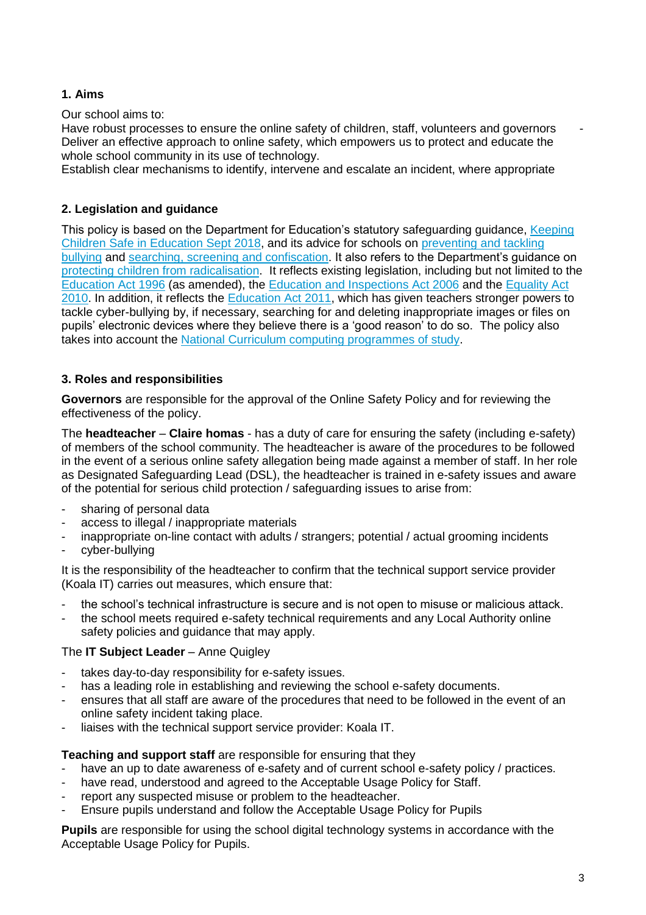## 1. Aims

Our school aims to:

Have robust processes to ensure the online safety of children, staff, volunteers and governors -
Deliver an effective approach to online safety, which empowers us to protect and educate the whole school community in its use of technology.
Establish clear mechanisms to identify, intervene and escalate an incident, where appropriate

## 2. Legislation and guidance

This policy is based on the Department for Education's statutory safeguarding guidance, Keeping Children Safe in Education Sept 2018, and its advice for schools on preventing and tackling bullying and searching, screening and confiscation. It also refers to the Department's guidance on protecting children from radicalisation. It reflects existing legislation, including but not limited to the Education Act 1996 (as amended), the Education and Inspections Act 2006 and the Equality Act 2010. In addition, it reflects the Education Act 2011, which has given teachers stronger powers to tackle cyber-bullying by, if necessary, searching for and deleting inappropriate images or files on pupils' electronic devices where they believe there is a 'good reason' to do so. The policy also takes into account the National Curriculum computing programmes of study.

## 3. Roles and responsibilities

**Governors** are responsible for the approval of the Online Safety Policy and for reviewing the effectiveness of the policy.

The **headteacher** – **Claire homas** - has a duty of care for ensuring the safety (including e-safety) of members of the school community. The headteacher is aware of the procedures to be followed in the event of a serious online safety allegation being made against a member of staff. In her role as Designated Safeguarding Lead (DSL), the headteacher is trained in e-safety issues and aware of the potential for serious child protection / safeguarding issues to arise from:

- sharing of personal data
- access to illegal / inappropriate materials
- inappropriate on-line contact with adults / strangers; potential / actual grooming incidents
- cyber-bullying

It is the responsibility of the headteacher to confirm that the technical support service provider (Koala IT) carries out measures, which ensure that:

- the school's technical infrastructure is secure and is not open to misuse or malicious attack.
- the school meets required e-safety technical requirements and any Local Authority online safety policies and guidance that may apply.

The **IT Subject Leader** – Anne Quigley

- takes day-to-day responsibility for e-safety issues.
- has a leading role in establishing and reviewing the school e-safety documents.
- ensures that all staff are aware of the procedures that need to be followed in the event of an online safety incident taking place.
- liaises with the technical support service provider: Koala IT.

**Teaching and support staff** are responsible for ensuring that they

- have an up to date awareness of e-safety and of current school e-safety policy / practices.
- have read, understood and agreed to the Acceptable Usage Policy for Staff.
- report any suspected misuse or problem to the headteacher.
- Ensure pupils understand and follow the Acceptable Usage Policy for Pupils

**Pupils** are responsible for using the school digital technology systems in accordance with the Acceptable Usage Policy for Pupils.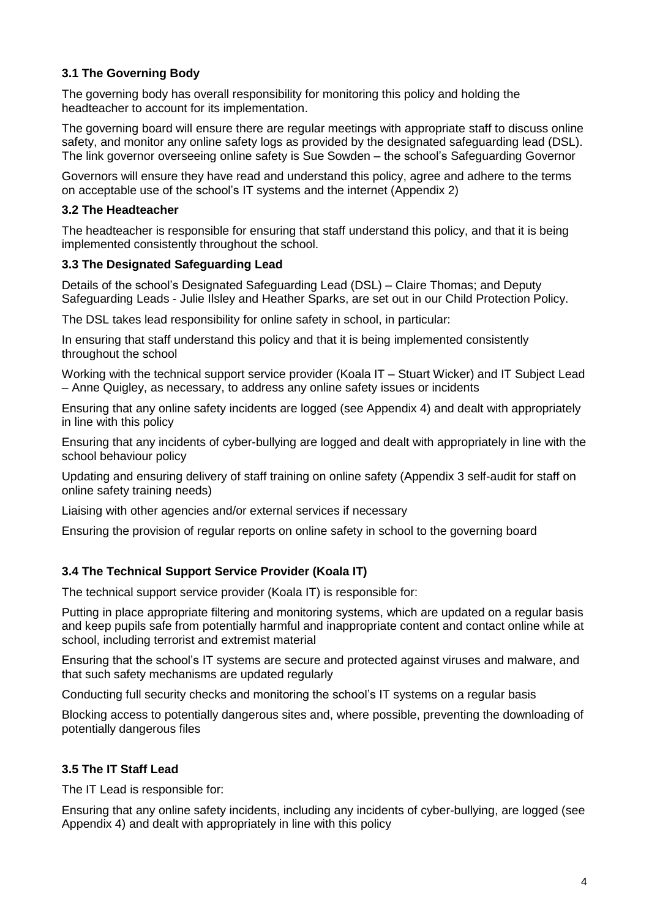### 3.1 The Governing Body

The governing body has overall responsibility for monitoring this policy and holding the headteacher to account for its implementation.

The governing board will ensure there are regular meetings with appropriate staff to discuss online safety, and monitor any online safety logs as provided by the designated safeguarding lead (DSL). The link governor overseeing online safety is Sue Sowden – the school's Safeguarding Governor

Governors will ensure they have read and understand this policy, agree and adhere to the terms on acceptable use of the school's IT systems and the internet (Appendix 2)

### 3.2 The Headteacher

The headteacher is responsible for ensuring that staff understand this policy, and that it is being implemented consistently throughout the school.

### 3.3 The Designated Safeguarding Lead

Details of the school's Designated Safeguarding Lead (DSL) – Claire Thomas; and Deputy Safeguarding Leads - Julie Ilsley and Heather Sparks, are set out in our Child Protection Policy.

The DSL takes lead responsibility for online safety in school, in particular:

In ensuring that staff understand this policy and that it is being implemented consistently throughout the school

Working with the technical support service provider (Koala IT – Stuart Wicker) and IT Subject Lead – Anne Quigley, as necessary, to address any online safety issues or incidents

Ensuring that any online safety incidents are logged (see Appendix 4) and dealt with appropriately in line with this policy

Ensuring that any incidents of cyber-bullying are logged and dealt with appropriately in line with the school behaviour policy

Updating and ensuring delivery of staff training on online safety (Appendix 3 self-audit for staff on online safety training needs)

Liaising with other agencies and/or external services if necessary

Ensuring the provision of regular reports on online safety in school to the governing board

### 3.4 The Technical Support Service Provider (Koala IT)

The technical support service provider (Koala IT) is responsible for:

Putting in place appropriate filtering and monitoring systems, which are updated on a regular basis and keep pupils safe from potentially harmful and inappropriate content and contact online while at school, including terrorist and extremist material

Ensuring that the school's IT systems are secure and protected against viruses and malware, and that such safety mechanisms are updated regularly

Conducting full security checks and monitoring the school's IT systems on a regular basis

Blocking access to potentially dangerous sites and, where possible, preventing the downloading of potentially dangerous files

### 3.5 The IT Staff Lead

The IT Lead is responsible for:

Ensuring that any online safety incidents, including any incidents of cyber-bullying, are logged (see Appendix 4) and dealt with appropriately in line with this policy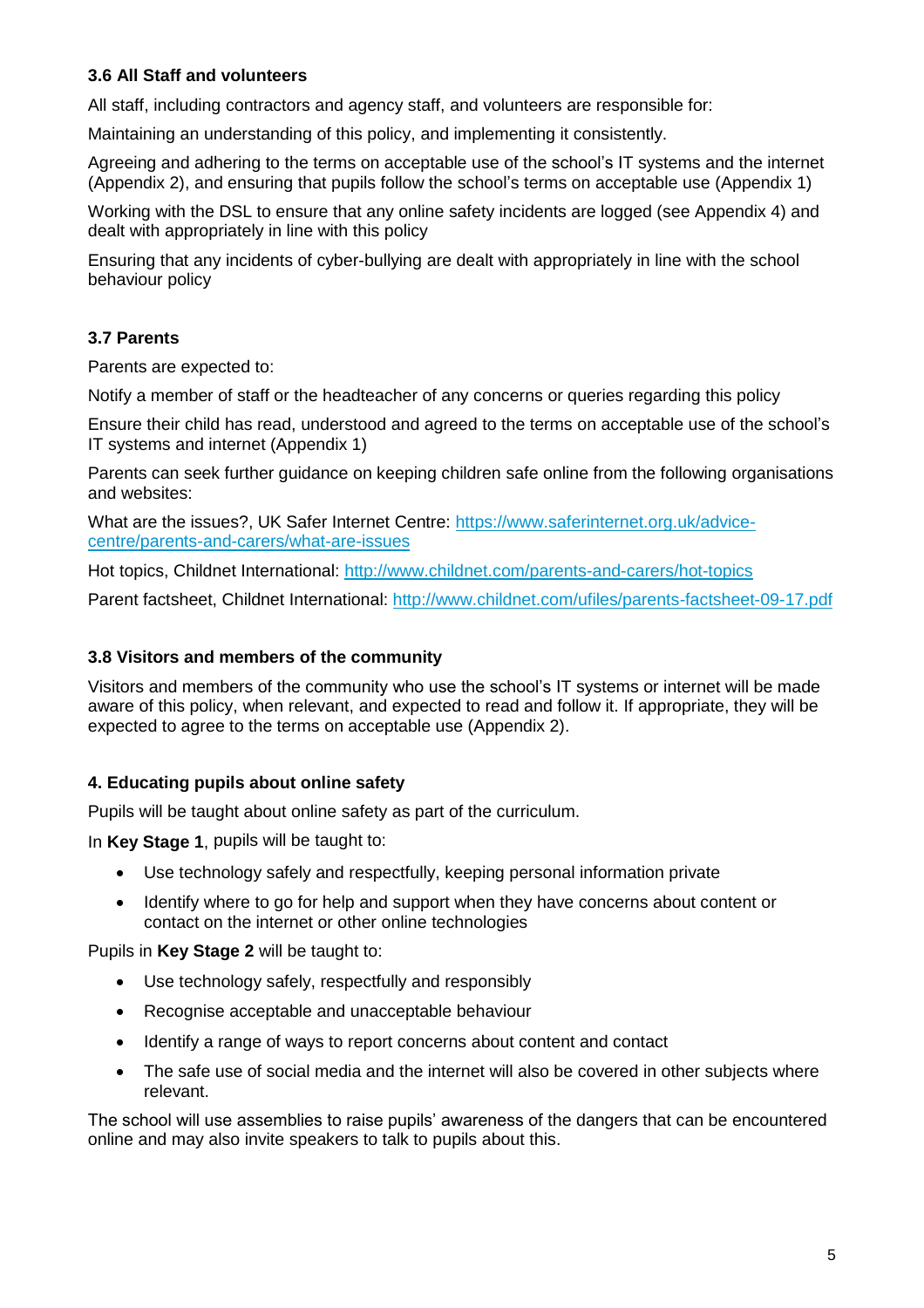### 3.6 All Staff and volunteers

All staff, including contractors and agency staff, and volunteers are responsible for:

Maintaining an understanding of this policy, and implementing it consistently.

Agreeing and adhering to the terms on acceptable use of the school's IT systems and the internet (Appendix 2), and ensuring that pupils follow the school's terms on acceptable use (Appendix 1)

Working with the DSL to ensure that any online safety incidents are logged (see Appendix 4) and dealt with appropriately in line with this policy

Ensuring that any incidents of cyber-bullying are dealt with appropriately in line with the school behaviour policy

### 3.7 Parents

Parents are expected to:

Notify a member of staff or the headteacher of any concerns or queries regarding this policy

Ensure their child has read, understood and agreed to the terms on acceptable use of the school's IT systems and internet (Appendix 1)

Parents can seek further guidance on keeping children safe online from the following organisations and websites:

What are the issues?, UK Safer Internet Centre: [https://www.saferinternet.org.uk/advice-centre/parents-and-carers/what-are-issues](https://www.saferinternet.org.uk/advice-centre/parents-and-carers/what-are-issues)

Hot topics, Childnet International: [http://www.childnet.com/parents-and-carers/hot-topics](http://www.childnet.com/parents-and-carers/hot-topics)

Parent factsheet, Childnet International: [http://www.childnet.com/ufiles/parents-factsheet-09-17.pdf](http://www.childnet.com/ufiles/parents-factsheet-09-17.pdf)

### 3.8 Visitors and members of the community

Visitors and members of the community who use the school's IT systems or internet will be made aware of this policy, when relevant, and expected to read and follow it. If appropriate, they will be expected to agree to the terms on acceptable use (Appendix 2).

### 4. Educating pupils about online safety

Pupils will be taught about online safety as part of the curriculum.

In **Key Stage 1**, pupils will be taught to:

- Use technology safely and respectfully, keeping personal information private
- Identify where to go for help and support when they have concerns about content or contact on the internet or other online technologies

Pupils in **Key Stage 2** will be taught to:

- Use technology safely, respectfully and responsibly
- Recognise acceptable and unacceptable behaviour
- Identify a range of ways to report concerns about content and contact
- The safe use of social media and the internet will also be covered in other subjects where relevant.

The school will use assemblies to raise pupils' awareness of the dangers that can be encountered online and may also invite speakers to talk to pupils about this.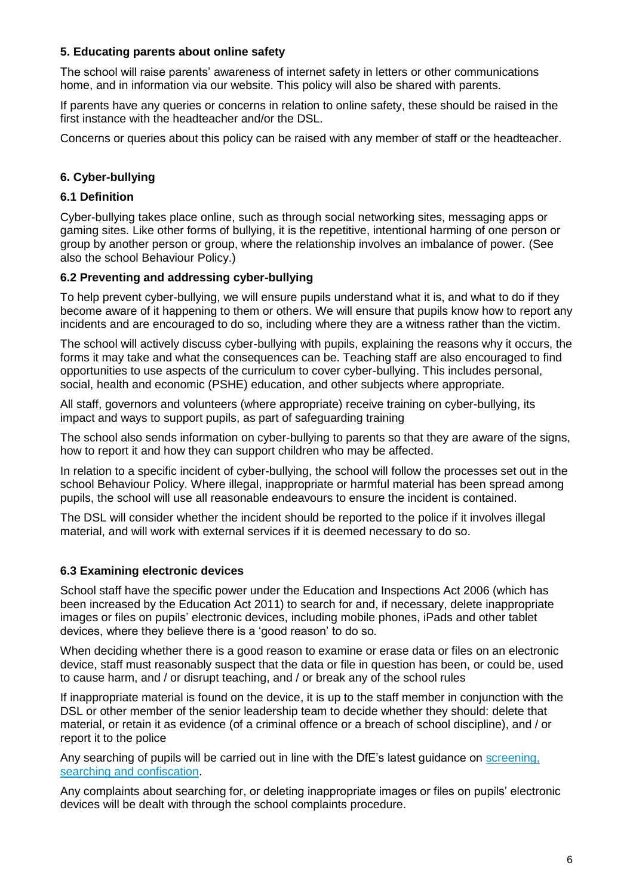## 5. Educating parents about online safety

The school will raise parents' awareness of internet safety in letters or other communications home, and in information via our website. This policy will also be shared with parents.

If parents have any queries or concerns in relation to online safety, these should be raised in the first instance with the headteacher and/or the DSL.

Concerns or queries about this policy can be raised with any member of staff or the headteacher.

## 6. Cyber-bullying

### 6.1 Definition

Cyber-bullying takes place online, such as through social networking sites, messaging apps or gaming sites. Like other forms of bullying, it is the repetitive, intentional harming of one person or group by another person or group, where the relationship involves an imbalance of power. (See also the school Behaviour Policy.)

### 6.2 Preventing and addressing cyber-bullying

To help prevent cyber-bullying, we will ensure pupils understand what it is, and what to do if they become aware of it happening to them or others. We will ensure that pupils know how to report any incidents and are encouraged to do so, including where they are a witness rather than the victim.

The school will actively discuss cyber-bullying with pupils, explaining the reasons why it occurs, the forms it may take and what the consequences can be. Teaching staff are also encouraged to find opportunities to use aspects of the curriculum to cover cyber-bullying. This includes personal, social, health and economic (PSHE) education, and other subjects where appropriate.

All staff, governors and volunteers (where appropriate) receive training on cyber-bullying, its impact and ways to support pupils, as part of safeguarding training

The school also sends information on cyber-bullying to parents so that they are aware of the signs, how to report it and how they can support children who may be affected.

In relation to a specific incident of cyber-bullying, the school will follow the processes set out in the school Behaviour Policy. Where illegal, inappropriate or harmful material has been spread among pupils, the school will use all reasonable endeavours to ensure the incident is contained.

The DSL will consider whether the incident should be reported to the police if it involves illegal material, and will work with external services if it is deemed necessary to do so.

### 6.3 Examining electronic devices

School staff have the specific power under the Education and Inspections Act 2006 (which has been increased by the Education Act 2011) to search for and, if necessary, delete inappropriate images or files on pupils' electronic devices, including mobile phones, iPads and other tablet devices, where they believe there is a 'good reason' to do so.

When deciding whether there is a good reason to examine or erase data or files on an electronic device, staff must reasonably suspect that the data or file in question has been, or could be, used to cause harm, and / or disrupt teaching, and / or break any of the school rules

If inappropriate material is found on the device, it is up to the staff member in conjunction with the DSL or other member of the senior leadership team to decide whether they should: delete that material, or retain it as evidence (of a criminal offence or a breach of school discipline), and / or report it to the police

Any searching of pupils will be carried out in line with the DfE's latest guidance on screening, searching and confiscation.

Any complaints about searching for, or deleting inappropriate images or files on pupils' electronic devices will be dealt with through the school complaints procedure.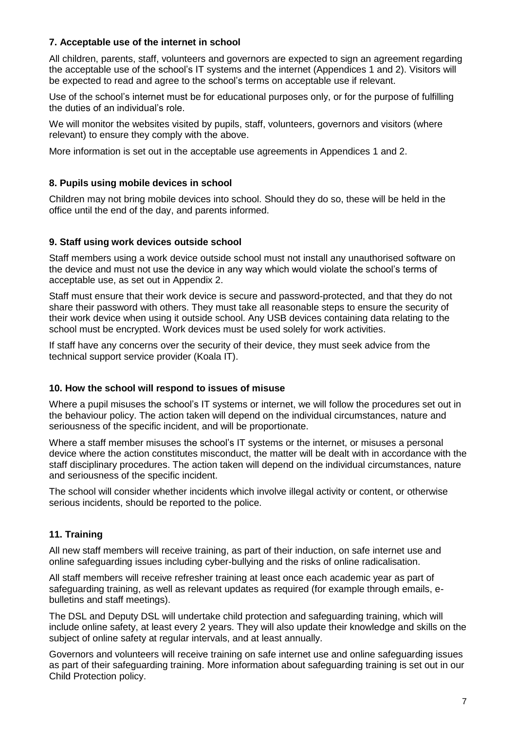### 7. Acceptable use of the internet in school

All children, parents, staff, volunteers and governors are expected to sign an agreement regarding the acceptable use of the school's IT systems and the internet (Appendices 1 and 2). Visitors will be expected to read and agree to the school's terms on acceptable use if relevant.

Use of the school's internet must be for educational purposes only, or for the purpose of fulfilling the duties of an individual's role.

We will monitor the websites visited by pupils, staff, volunteers, governors and visitors (where relevant) to ensure they comply with the above.

More information is set out in the acceptable use agreements in Appendices 1 and 2.

### 8. Pupils using mobile devices in school

Children may not bring mobile devices into school. Should they do so, these will be held in the office until the end of the day, and parents informed.

### 9. Staff using work devices outside school

Staff members using a work device outside school must not install any unauthorised software on the device and must not use the device in any way which would violate the school's terms of acceptable use, as set out in Appendix 2.

Staff must ensure that their work device is secure and password-protected, and that they do not share their password with others. They must take all reasonable steps to ensure the security of their work device when using it outside school. Any USB devices containing data relating to the school must be encrypted. Work devices must be used solely for work activities.

If staff have any concerns over the security of their device, they must seek advice from the technical support service provider (Koala IT).

### 10. How the school will respond to issues of misuse

Where a pupil misuses the school's IT systems or internet, we will follow the procedures set out in the behaviour policy. The action taken will depend on the individual circumstances, nature and seriousness of the specific incident, and will be proportionate.

Where a staff member misuses the school's IT systems or the internet, or misuses a personal device where the action constitutes misconduct, the matter will be dealt with in accordance with the staff disciplinary procedures. The action taken will depend on the individual circumstances, nature and seriousness of the specific incident.

The school will consider whether incidents which involve illegal activity or content, or otherwise serious incidents, should be reported to the police.

### 11. Training

All new staff members will receive training, as part of their induction, on safe internet use and online safeguarding issues including cyber-bullying and the risks of online radicalisation.

All staff members will receive refresher training at least once each academic year as part of safeguarding training, as well as relevant updates as required (for example through emails, e-bulletins and staff meetings).

The DSL and Deputy DSL will undertake child protection and safeguarding training, which will include online safety, at least every 2 years. They will also update their knowledge and skills on the subject of online safety at regular intervals, and at least annually.

Governors and volunteers will receive training on safe internet use and online safeguarding issues as part of their safeguarding training. More information about safeguarding training is set out in our Child Protection policy.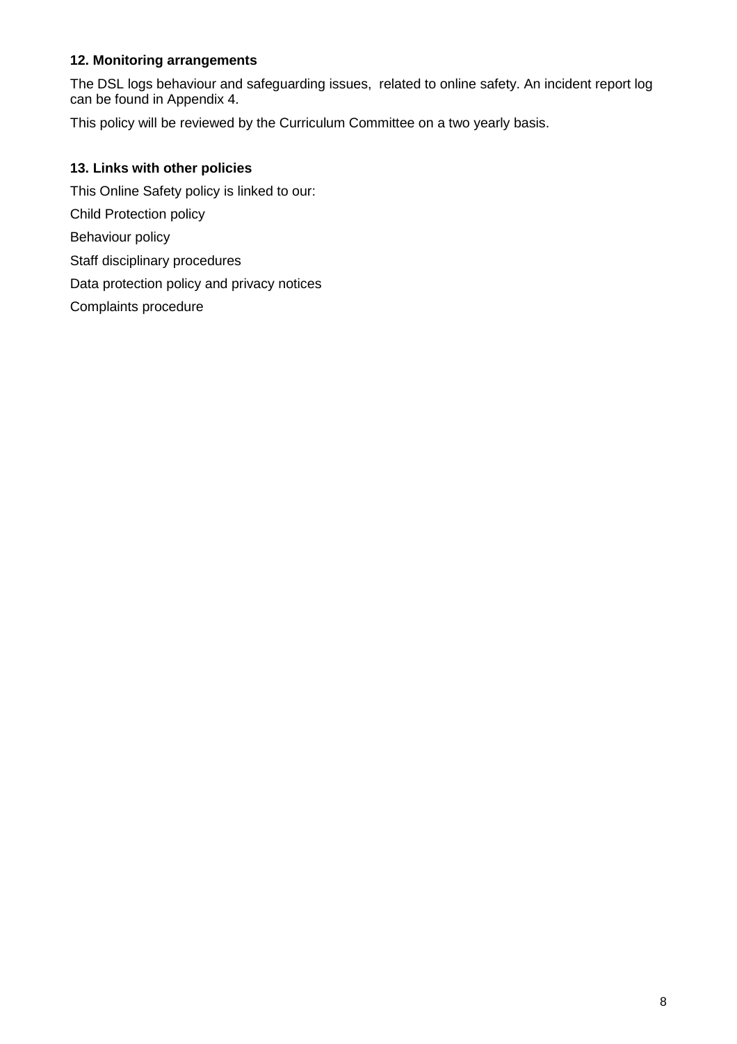### 12. Monitoring arrangements

The DSL logs behaviour and safeguarding issues,  related to online safety. An incident report log can be found in Appendix 4.

This policy will be reviewed by the Curriculum Committee on a two yearly basis.

### 13. Links with other policies

This Online Safety policy is linked to our:

Child Protection policy

Behaviour policy

Staff disciplinary procedures

Data protection policy and privacy notices

Complaints procedure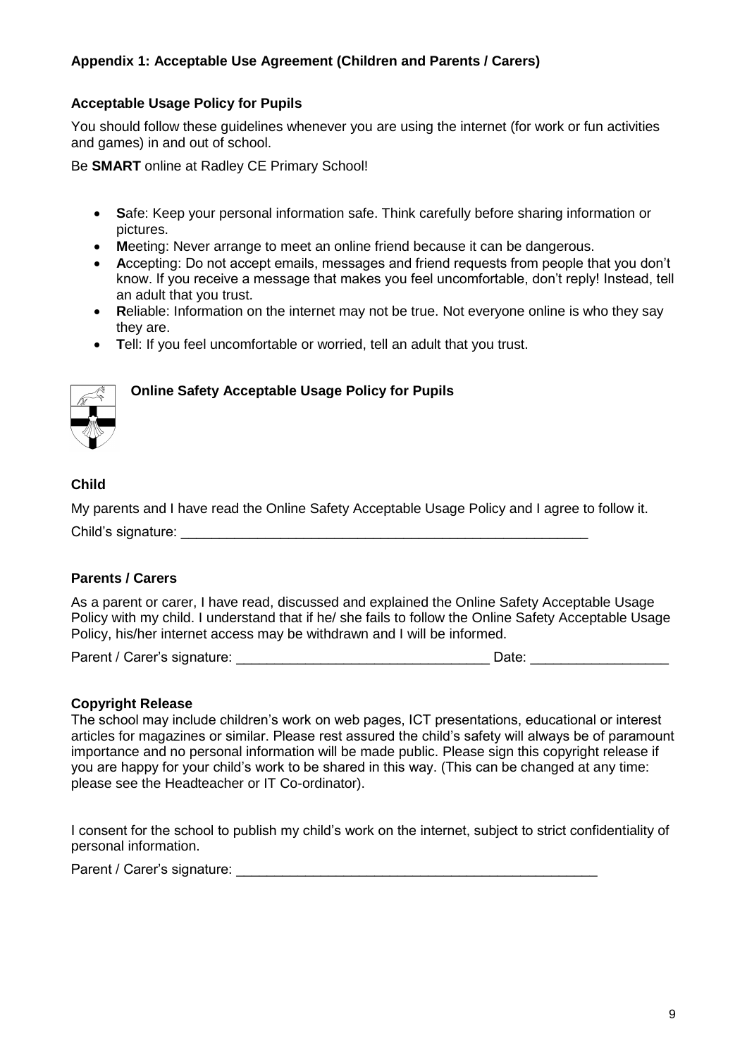### Appendix 1: Acceptable Use Agreement (Children and Parents / Carers)

#### Acceptable Usage Policy for Pupils

You should follow these guidelines whenever you are using the internet (for work or fun activities and games) in and out of school.

Be **SMART** online at Radley CE Primary School!

- **S**afe: Keep your personal information safe. Think carefully before sharing information or pictures.
- **M**eeting: Never arrange to meet an online friend because it can be dangerous.
- **A**ccepting: Do not accept emails, messages and friend requests from people that you don't know. If you receive a message that makes you feel uncomfortable, don't reply! Instead, tell an adult that you trust.
- **R**eliable: Information on the internet may not be true. Not everyone online is who they say they are.
- **T**ell: If you feel uncomfortable or worried, tell an adult that you trust.

#### Online Safety Acceptable Usage Policy for Pupils

**Child**

My parents and I have read the Online Safety Acceptable Usage Policy and I agree to follow it.

Child's signature: ______________________________________________________

**Parents / Carers**

As a parent or carer, I have read, discussed and explained the Online Safety Acceptable Usage Policy with my child. I understand that if he/ she fails to follow the Online Safety Acceptable Usage Policy, his/her internet access may be withdrawn and I will be informed.

Parent / Carer's signature: ________________________________ Date: _________________

**Copyright Release**

The school may include children's work on web pages, ICT presentations, educational or interest articles for magazines or similar. Please rest assured the child's safety will always be of paramount importance and no personal information will be made public. Please sign this copyright release if you are happy for your child's work to be shared in this way. (This can be changed at any time: please see the Headteacher or IT Co-ordinator).

I consent for the school to publish my child's work on the internet, subject to strict confidentiality of personal information.

Parent / Carer's signature: ________________________________________________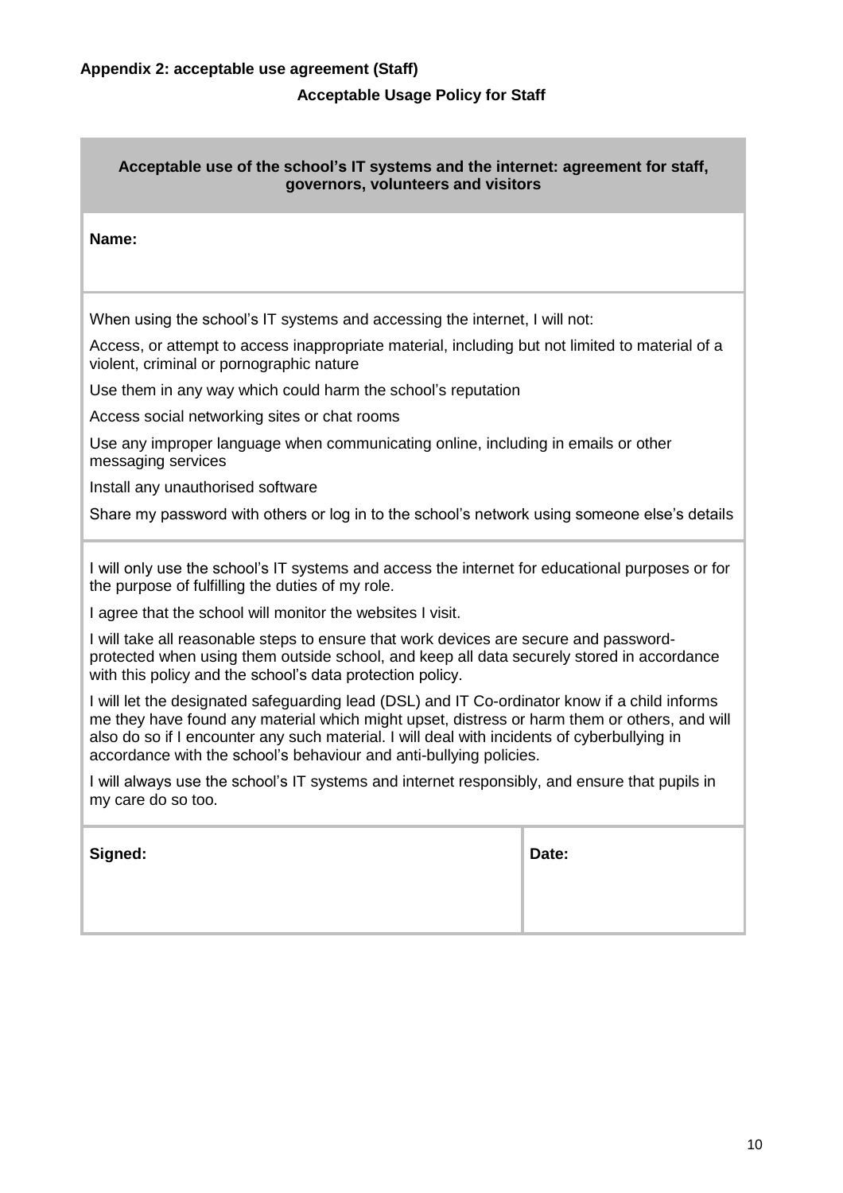**Appendix 2: acceptable use agreement (Staff)**

**Acceptable Usage Policy for Staff**

| **Acceptable use of the school's IT systems and the internet: agreement for staff, governors, volunteers and visitors** | |
|---|---|
| **Name:** | |
| When using the school's IT systems and accessing the internet, I will not:<br><br>Access, or attempt to access inappropriate material, including but not limited to material of a violent, criminal or pornographic nature<br><br>Use them in any way which could harm the school's reputation<br><br>Access social networking sites or chat rooms<br><br>Use any improper language when communicating online, including in emails or other messaging services<br><br>Install any unauthorised software<br><br>Share my password with others or log in to the school's network using someone else's details | |
| I will only use the school's IT systems and access the internet for educational purposes or for the purpose of fulfilling the duties of my role.<br><br>I agree that the school will monitor the websites I visit.<br><br>I will take all reasonable steps to ensure that work devices are secure and password-protected when using them outside school, and keep all data securely stored in accordance with this policy and the school's data protection policy.<br><br>I will let the designated safeguarding lead (DSL) and IT Co-ordinator know if a child informs me they have found any material which might upset, distress or harm them or others, and will also do so if I encounter any such material. I will deal with incidents of cyberbullying in accordance with the school's behaviour and anti-bullying policies.<br><br>I will always use the school's IT systems and internet responsibly, and ensure that pupils in my care do so too. | |
| **Signed:** | **Date:** |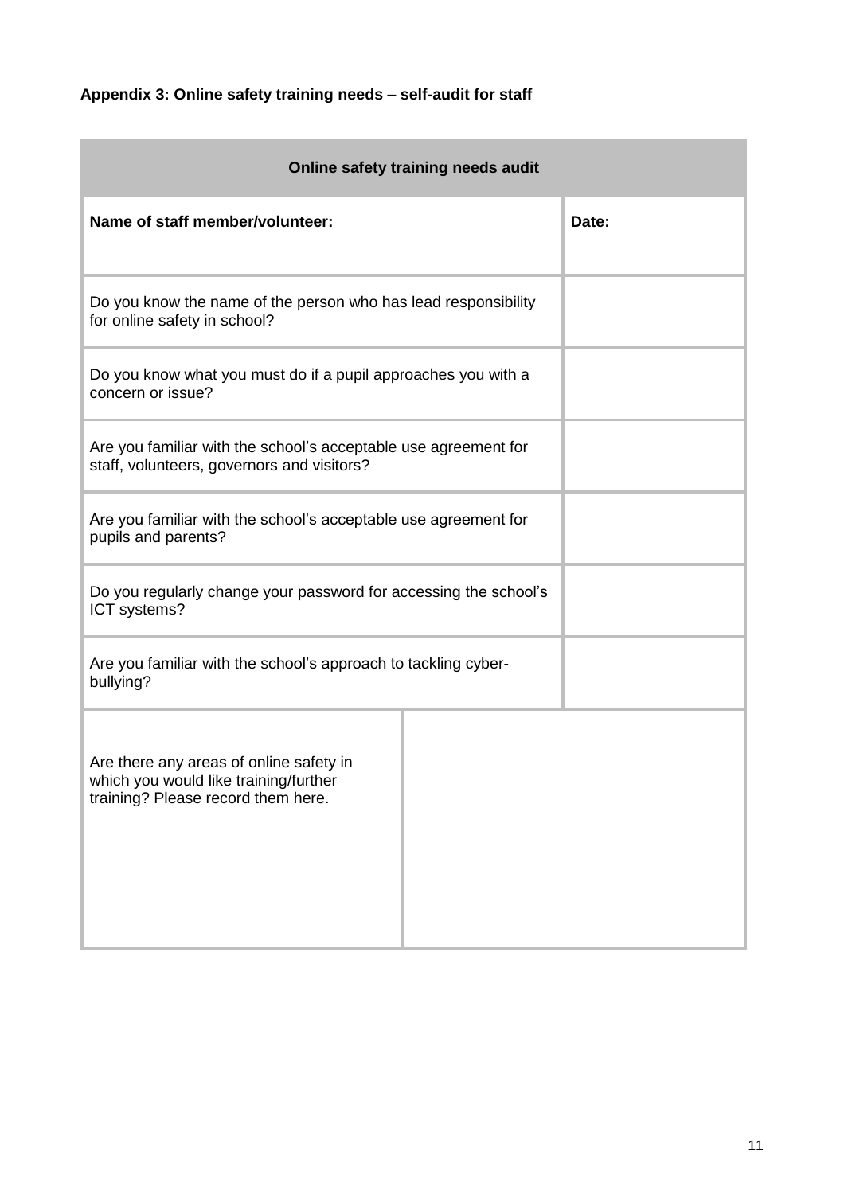**Appendix 3: Online safety training needs – self-audit for staff**

| Online safety training needs audit | |
|---|---|
| **Name of staff member/volunteer:** | **Date:** |
| Do you know the name of the person who has lead responsibility for online safety in school? | |
| Do you know what you must do if a pupil approaches you with a concern or issue? | |
| Are you familiar with the school's acceptable use agreement for staff, volunteers, governors and visitors? | |
| Are you familiar with the school's acceptable use agreement for pupils and parents? | |
| Do you regularly change your password for accessing the school's ICT systems? | |
| Are you familiar with the school's approach to tackling cyber-bullying? | |
| Are there any areas of online safety in which you would like training/further training? Please record them here. | |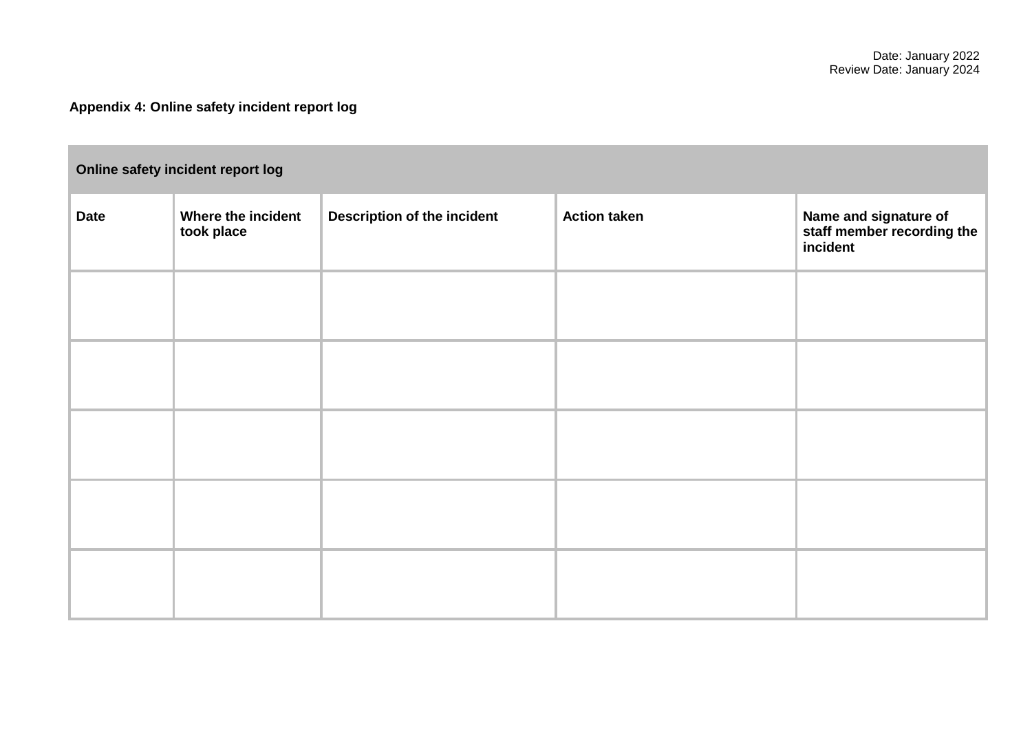Date: January 2022
Review Date: January 2024

**Appendix 4: Online safety incident report log**

| Online safety incident report log | | | | |
|---|---|---|---|---|
| **Date** | **Where the incident took place** | **Description of the incident** | **Action taken** | **Name and signature of staff member recording the incident** |
| | | | | |
| | | | | |
| | | | | |
| | | | | |
| | | | | |